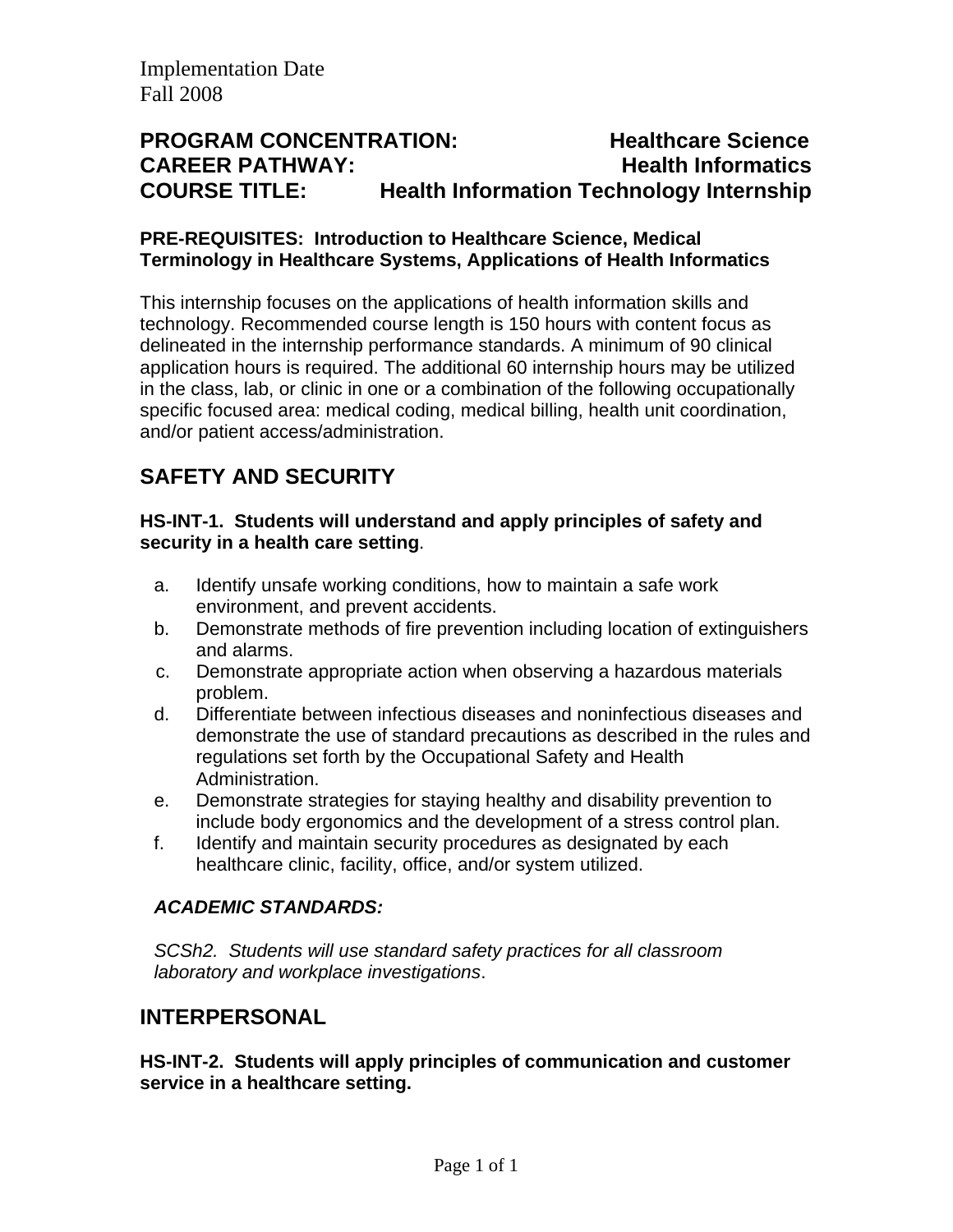Implementation Date
Fall 2008

**PROGRAM CONCENTRATION: Healthcare Science**
**CAREER PATHWAY: Health Informatics**
**COURSE TITLE: Health Information Technology Internship**

**PRE-REQUISITES: Introduction to Healthcare Science, Medical Terminology in Healthcare Systems, Applications of Health Informatics**

This internship focuses on the applications of health information skills and technology. Recommended course length is 150 hours with content focus as delineated in the internship performance standards. A minimum of 90 clinical application hours is required. The additional 60 internship hours may be utilized in the class, lab, or clinic in one or a combination of the following occupationally specific focused area: medical coding, medical billing, health unit coordination, and/or patient access/administration.

## SAFETY AND SECURITY

**HS-INT-1. Students will understand and apply principles of safety and security in a health care setting**.

a. Identify unsafe working conditions, how to maintain a safe work environment, and prevent accidents.
b. Demonstrate methods of fire prevention including location of extinguishers and alarms.
c. Demonstrate appropriate action when observing a hazardous materials problem.
d. Differentiate between infectious diseases and noninfectious diseases and demonstrate the use of standard precautions as described in the rules and regulations set forth by the Occupational Safety and Health Administration.
e. Demonstrate strategies for staying healthy and disability prevention to include body ergonomics and the development of a stress control plan.
f. Identify and maintain security procedures as designated by each healthcare clinic, facility, office, and/or system utilized.

***ACADEMIC STANDARDS:***

*SCSh2. Students will use standard safety practices for all classroom laboratory and workplace investigations*.

## INTERPERSONAL

**HS-INT-2. Students will apply principles of communication and customer service in a healthcare setting.**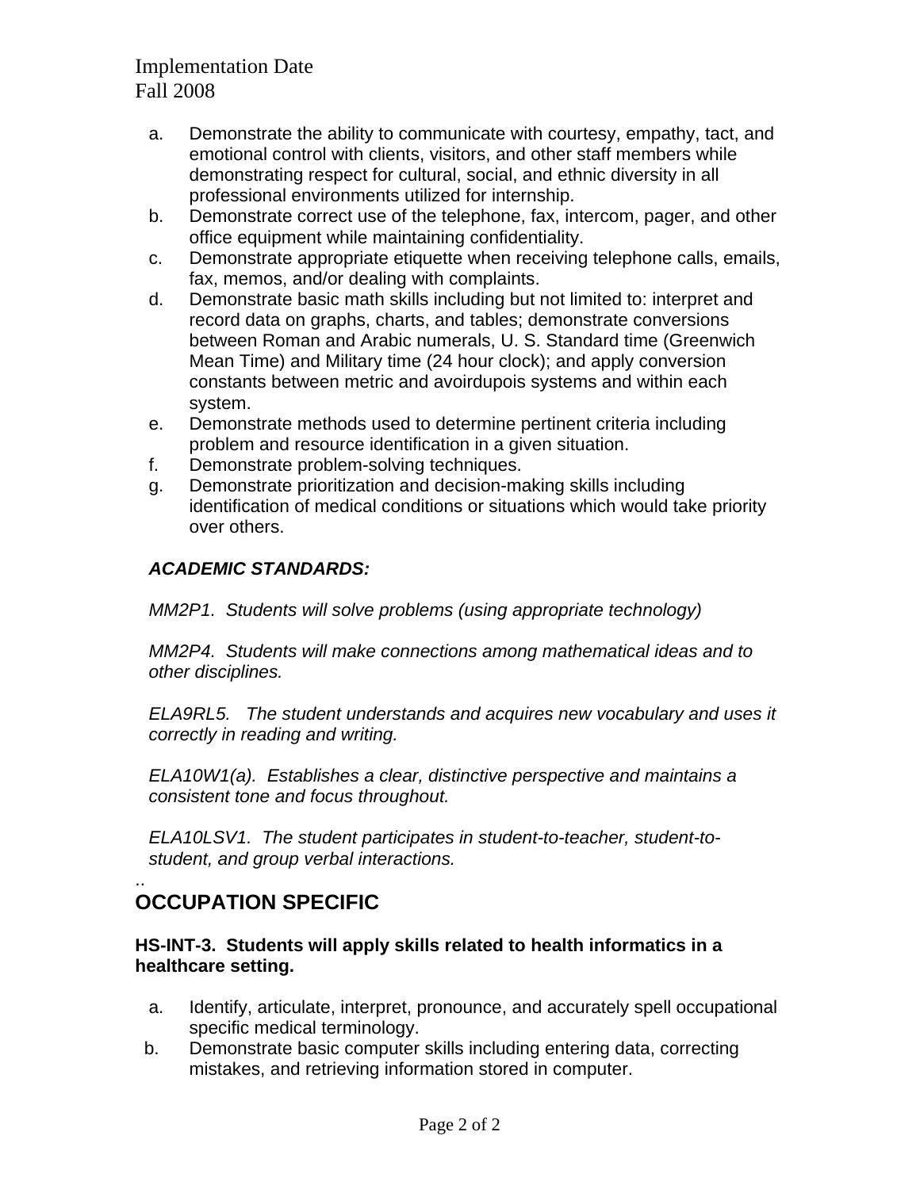Implementation Date
Fall 2008

a. Demonstrate the ability to communicate with courtesy, empathy, tact, and emotional control with clients, visitors, and other staff members while demonstrating respect for cultural, social, and ethnic diversity in all professional environments utilized for internship.
b. Demonstrate correct use of the telephone, fax, intercom, pager, and other office equipment while maintaining confidentiality.
c. Demonstrate appropriate etiquette when receiving telephone calls, emails, fax, memos, and/or dealing with complaints.
d. Demonstrate basic math skills including but not limited to: interpret and record data on graphs, charts, and tables; demonstrate conversions between Roman and Arabic numerals, U. S. Standard time (Greenwich Mean Time) and Military time (24 hour clock); and apply conversion constants between metric and avoirdupois systems and within each system.
e. Demonstrate methods used to determine pertinent criteria including problem and resource identification in a given situation.
f. Demonstrate problem-solving techniques.
g. Demonstrate prioritization and decision-making skills including identification of medical conditions or situations which would take priority over others.

***ACADEMIC STANDARDS:***

*MM2P1. Students will solve problems (using appropriate technology)*

*MM2P4. Students will make connections among mathematical ideas and to other disciplines.*

*ELA9RL5. The student understands and acquires new vocabulary and uses it correctly in reading and writing.*

*ELA10W1(a). Establishes a clear, distinctive perspective and maintains a consistent tone and focus throughout.*

*ELA10LSV1. The student participates in student-to-teacher, student-to-student, and group verbal interactions.*

..

## OCCUPATION SPECIFIC

**HS-INT-3. Students will apply skills related to health informatics in a healthcare setting.**

a. Identify, articulate, interpret, pronounce, and accurately spell occupational specific medical terminology.
b. Demonstrate basic computer skills including entering data, correcting mistakes, and retrieving information stored in computer.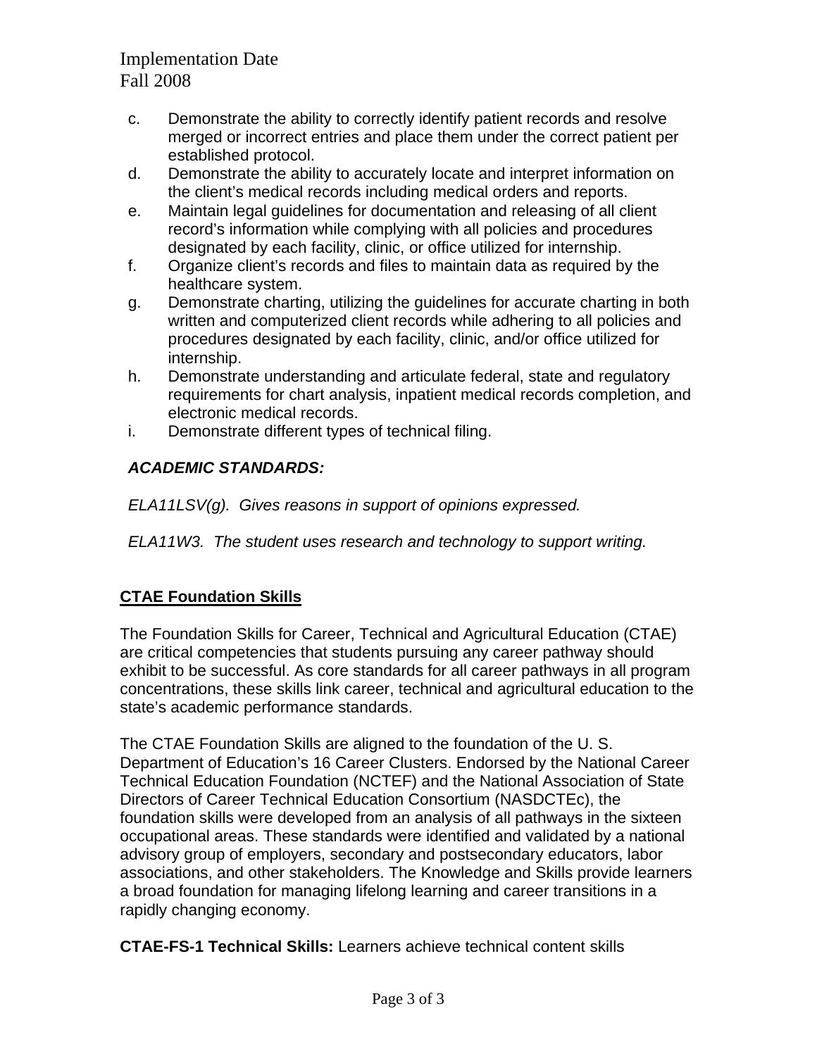Implementation Date
Fall 2008

c. Demonstrate the ability to correctly identify patient records and resolve merged or incorrect entries and place them under the correct patient per established protocol.
d. Demonstrate the ability to accurately locate and interpret information on the client's medical records including medical orders and reports.
e. Maintain legal guidelines for documentation and releasing of all client record's information while complying with all policies and procedures designated by each facility, clinic, or office utilized for internship.
f. Organize client's records and files to maintain data as required by the healthcare system.
g. Demonstrate charting, utilizing the guidelines for accurate charting in both written and computerized client records while adhering to all policies and procedures designated by each facility, clinic, and/or office utilized for internship.
h. Demonstrate understanding and articulate federal, state and regulatory requirements for chart analysis, inpatient medical records completion, and electronic medical records.
i. Demonstrate different types of technical filing.

***ACADEMIC STANDARDS:***

*ELA11LSV(g). Gives reasons in support of opinions expressed.*

*ELA11W3. The student uses research and technology to support writing.*

## CTAE Foundation Skills

The Foundation Skills for Career, Technical and Agricultural Education (CTAE) are critical competencies that students pursuing any career pathway should exhibit to be successful. As core standards for all career pathways in all program concentrations, these skills link career, technical and agricultural education to the state's academic performance standards.

The CTAE Foundation Skills are aligned to the foundation of the U. S. Department of Education's 16 Career Clusters. Endorsed by the National Career Technical Education Foundation (NCTEF) and the National Association of State Directors of Career Technical Education Consortium (NASDCTEc), the foundation skills were developed from an analysis of all pathways in the sixteen occupational areas. These standards were identified and validated by a national advisory group of employers, secondary and postsecondary educators, labor associations, and other stakeholders. The Knowledge and Skills provide learners a broad foundation for managing lifelong learning and career transitions in a rapidly changing economy.

**CTAE-FS-1 Technical Skills:** Learners achieve technical content skills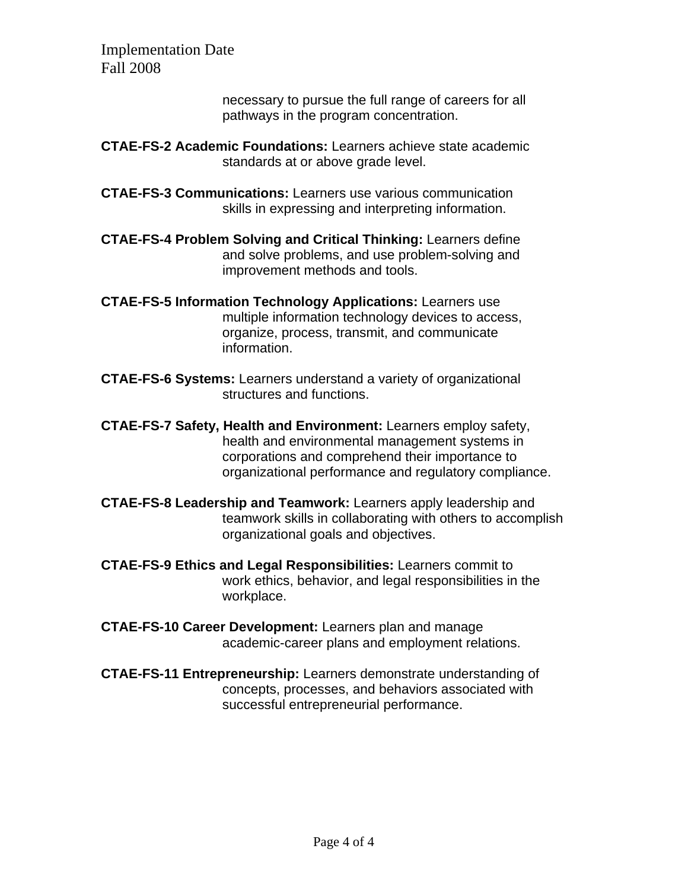necessary to pursue the full range of careers for all pathways in the program concentration.

**CTAE-FS-2 Academic Foundations:** Learners achieve state academic standards at or above grade level.

**CTAE-FS-3 Communications:** Learners use various communication skills in expressing and interpreting information.

**CTAE-FS-4 Problem Solving and Critical Thinking:** Learners define and solve problems, and use problem-solving and improvement methods and tools.

**CTAE-FS-5 Information Technology Applications:** Learners use multiple information technology devices to access, organize, process, transmit, and communicate information.

**CTAE-FS-6 Systems:** Learners understand a variety of organizational structures and functions.

**CTAE-FS-7 Safety, Health and Environment:** Learners employ safety, health and environmental management systems in corporations and comprehend their importance to organizational performance and regulatory compliance.

**CTAE-FS-8 Leadership and Teamwork:** Learners apply leadership and teamwork skills in collaborating with others to accomplish organizational goals and objectives.

**CTAE-FS-9 Ethics and Legal Responsibilities:** Learners commit to work ethics, behavior, and legal responsibilities in the workplace.

**CTAE-FS-10 Career Development:** Learners plan and manage academic-career plans and employment relations.

**CTAE-FS-11 Entrepreneurship:** Learners demonstrate understanding of concepts, processes, and behaviors associated with successful entrepreneurial performance.